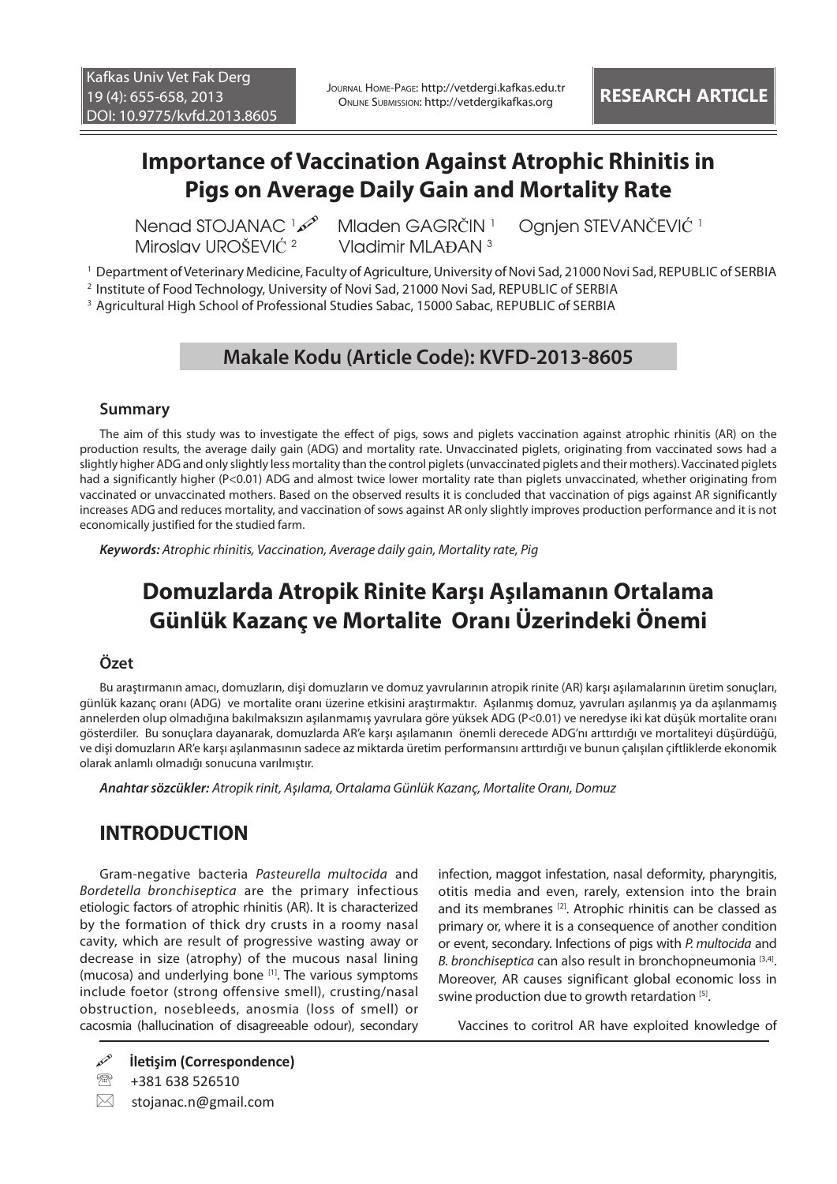RESEARCH ARTICLE

# Importance of Vaccination Against Atrophic Rhinitis in Pigs on Average Daily Gain and Mortality Rate

Nenad STOJANAC [1] Mladen GAGRČIN [1] Ognjen STEVANČEVIĆ [1] Miroslav UROŠEVIĆ [2] Vladimir MLAĐAN [3]

[1] Department of Veterinary Medicine, Faculty of Agriculture, University of Novi Sad, 21000 Novi Sad, REPUBLIC of SERBIA
[2] Institute of Food Technology, University of Novi Sad, 21000 Novi Sad, REPUBLIC of SERBIA
[3] Agricultural High School of Professional Studies Sabac, 15000 Sabac, REPUBLIC of SERBIA

**Makale Kodu (Article Code): KVFD-2013-8605**

## Summary

The aim of this study was to investigate the effect of pigs, sows and piglets vaccination against atrophic rhinitis (AR) on the production results, the average daily gain (ADG) and mortality rate. Unvaccinated piglets, originating from vaccinated sows had a slightly higher ADG and only slightly less mortality than the control piglets (unvaccinated piglets and their mothers). Vaccinated piglets had a significantly higher ($P<0.01$) ADG and almost twice lower mortality rate than piglets unvaccinated, whether originating from vaccinated or unvaccinated mothers. Based on the observed results it is concluded that vaccination of pigs against AR significantly increases ADG and reduces mortality, and vaccination of sows against AR only slightly improves production performance and it is not economically justified for the studied farm.

***Keywords:*** *Atrophic rhinitis, Vaccination, Average daily gain, Mortality rate, Pig*

# Domuzlarda Atropik Rinite Karşı Aşılamanın Ortalama Günlük Kazanç ve Mortalite Oranı Üzerindeki Önemi

## Özet

Bu araştırmanın amacı, domuzların, dişi domuzların ve domuz yavrularının atropik rinite (AR) karşı aşılamalarının üretim sonuçları, günlük kazanç oranı (ADG) ve mortalite oranı üzerine etkisini araştırmaktır. Aşılanmış domuz, yavruları aşılanmış ya da aşılanmamış annelerden olup olmadığına bakılmaksızın aşılanmamış yavrulara göre yüksek ADG ($P<0.01$) ve neredyse iki kat düşük mortalite oranı gösterdiler. Bu sonuçlara dayanarak, domuzlarda AR'e karşı aşılamanın önemli derecede ADG'nı arttırdığı ve mortaliteyi düşürdüğü, ve dişi domuzların AR'e karşı aşılanmasının sadece az miktarda üretim performansını arttırdığı ve bunun çalışılan çiftliklerde ekonomik olarak anlamlı olmadığı sonucuna varılmıştır.

***Anahtar sözcükler:*** *Atropik rinit, Aşılama, Ortalama Günlük Kazanç, Mortalite Oranı, Domuz*

## INTRODUCTION

Gram-negative bacteria *Pasteurella multocida* and *Bordetella bronchiseptica* are the primary infectious etiologic factors of atrophic rhinitis (AR). It is characterized by the formation of thick dry crusts in a roomy nasal cavity, which are result of progressive wasting away or decrease in size (atrophy) of the mucous nasal lining (mucosa) and underlying bone [1]. The various symptoms include foetor (strong offensive smell), crusting/nasal obstruction, nosebleeds, anosmia (loss of smell) or cacosmia (hallucination of disagreeable odour), secondary infection, maggot infestation, nasal deformity, pharyngitis, otitis media and even, rarely, extension into the brain and its membranes [2]. Atrophic rhinitis can be classed as primary or, where it is a consequence of another condition or event, secondary. Infections of pigs with *P. multocida* and *B. bronchiseptica* can also result in bronchopneumonia [3,4]. Moreover, AR causes significant global economic loss in swine production due to growth retardation [5].

Vaccines to coritrol AR have exploited knowledge of

**İletişim (Correspondence)**

+381 638 526510

stojanac.n@gmail.com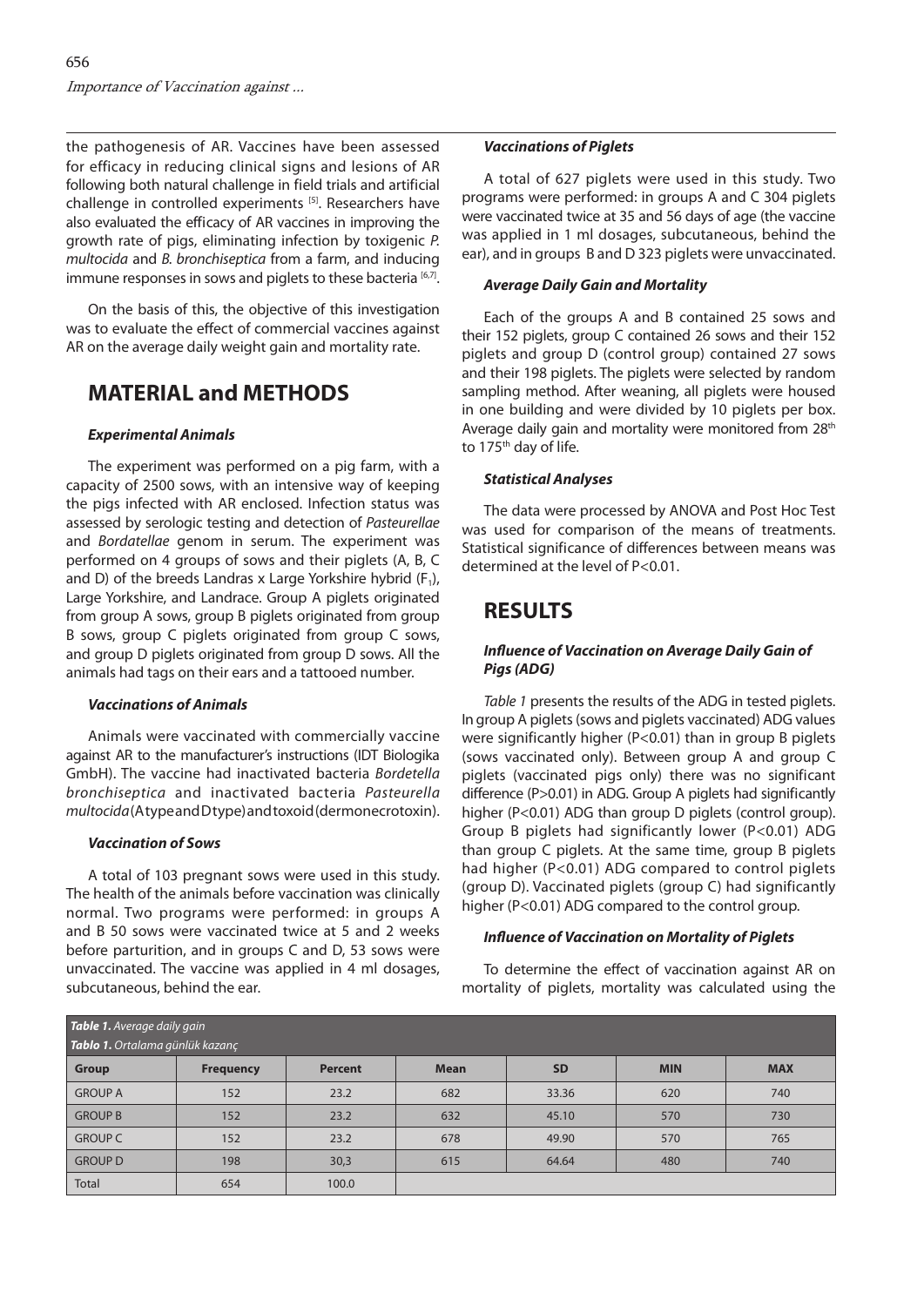the pathogenesis of AR. Vaccines have been assessed for efficacy in reducing clinical signs and lesions of AR following both natural challenge in field trials and artificial challenge in controlled experiments [5]. Researchers have also evaluated the efficacy of AR vaccines in improving the growth rate of pigs, eliminating infection by toxigenic *P. multocida* and *B. bronchiseptica* from a farm, and inducing immune responses in sows and piglets to these bacteria [6,7].

On the basis of this, the objective of this investigation was to evaluate the effect of commercial vaccines against AR on the average daily weight gain and mortality rate.

# MATERIAL and METHODS

### *Experimental Animals*

The experiment was performed on a pig farm, with a capacity of 2500 sows, with an intensive way of keeping the pigs infected with AR enclosed. Infection status was assessed by serologic testing and detection of *Pasteurellae* and *Bordatellae* genom in serum. The experiment was performed on 4 groups of sows and their piglets (A, B, C and D) of the breeds Landras x Large Yorkshire hybrid ($F_1$), Large Yorkshire, and Landrace. Group A piglets originated from group A sows, group B piglets originated from group B sows, group C piglets originated from group C sows, and group D piglets originated from group D sows. All the animals had tags on their ears and a tattooed number.

### *Vaccinations of Animals*

Animals were vaccinated with commercially vaccine against AR to the manufacturer's instructions (IDT Biologika GmbH). The vaccine had inactivated bacteria *Bordetella bronchiseptica* and inactivated bacteria *Pasteurella multocida* (A type and D type) and toxoid (dermonecrotoxin).

### *Vaccination of Sows*

A total of 103 pregnant sows were used in this study. The health of the animals before vaccination was clinically normal. Two programs were performed: in groups A and B 50 sows were vaccinated twice at 5 and 2 weeks before parturition, and in groups C and D, 53 sows were unvaccinated. The vaccine was applied in 4 ml dosages, subcutaneous, behind the ear.

### *Vaccinations of Piglets*

A total of 627 piglets were used in this study. Two programs were performed: in groups A and C 304 piglets were vaccinated twice at 35 and 56 days of age (the vaccine was applied in 1 ml dosages, subcutaneous, behind the ear), and in groups B and D 323 piglets were unvaccinated.

### *Average Daily Gain and Mortality*

Each of the groups A and B contained 25 sows and their 152 piglets, group C contained 26 sows and their 152 piglets and group D (control group) contained 27 sows and their 198 piglets. The piglets were selected by random sampling method. After weaning, all piglets were housed in one building and were divided by 10 piglets per box. Average daily gain and mortality were monitored from 28th to 175th day of life.

### *Statistical Analyses*

The data were processed by ANOVA and Post Hoc Test was used for comparison of the means of treatments. Statistical significance of differences between means was determined at the level of $P<0.01$.

# RESULTS

### *Influence of Vaccination on Average Daily Gain of Pigs (ADG)*

*Table 1* presents the results of the ADG in tested piglets. In group A piglets (sows and piglets vaccinated) ADG values were significantly higher ($P<0.01$) than in group B piglets (sows vaccinated only). Between group A and group C piglets (vaccinated pigs only) there was no significant difference ($P>0.01$) in ADG. Group A piglets had significantly higher ($P<0.01$) ADG than group D piglets (control group). Group B piglets had significantly lower ($P<0.01$) ADG than group C piglets. At the same time, group B piglets had higher ($P<0.01$) ADG compared to control piglets (group D). Vaccinated piglets (group C) had significantly higher ($P<0.01$) ADG compared to the control group.

### *Influence of Vaccination on Mortality of Piglets*

To determine the effect of vaccination against AR on mortality of piglets, mortality was calculated using the

***Table 1.** Average daily gain*
***Tablo 1.** Ortalama günlük kazanç*

| Group | Frequency | Percent | Mean | SD | MIN | MAX |
|---|---|---|---|---|---|---|
| GROUP A | 152 | 23.2 | 682 | 33.36 | 620 | 740 |
| GROUP B | 152 | 23.2 | 632 | 45.10 | 570 | 730 |
| GROUP C | 152 | 23.2 | 678 | 49.90 | 570 | 765 |
| GROUP D | 198 | 30,3 | 615 | 64.64 | 480 | 740 |
| Total | 654 | 100.0 | | | | |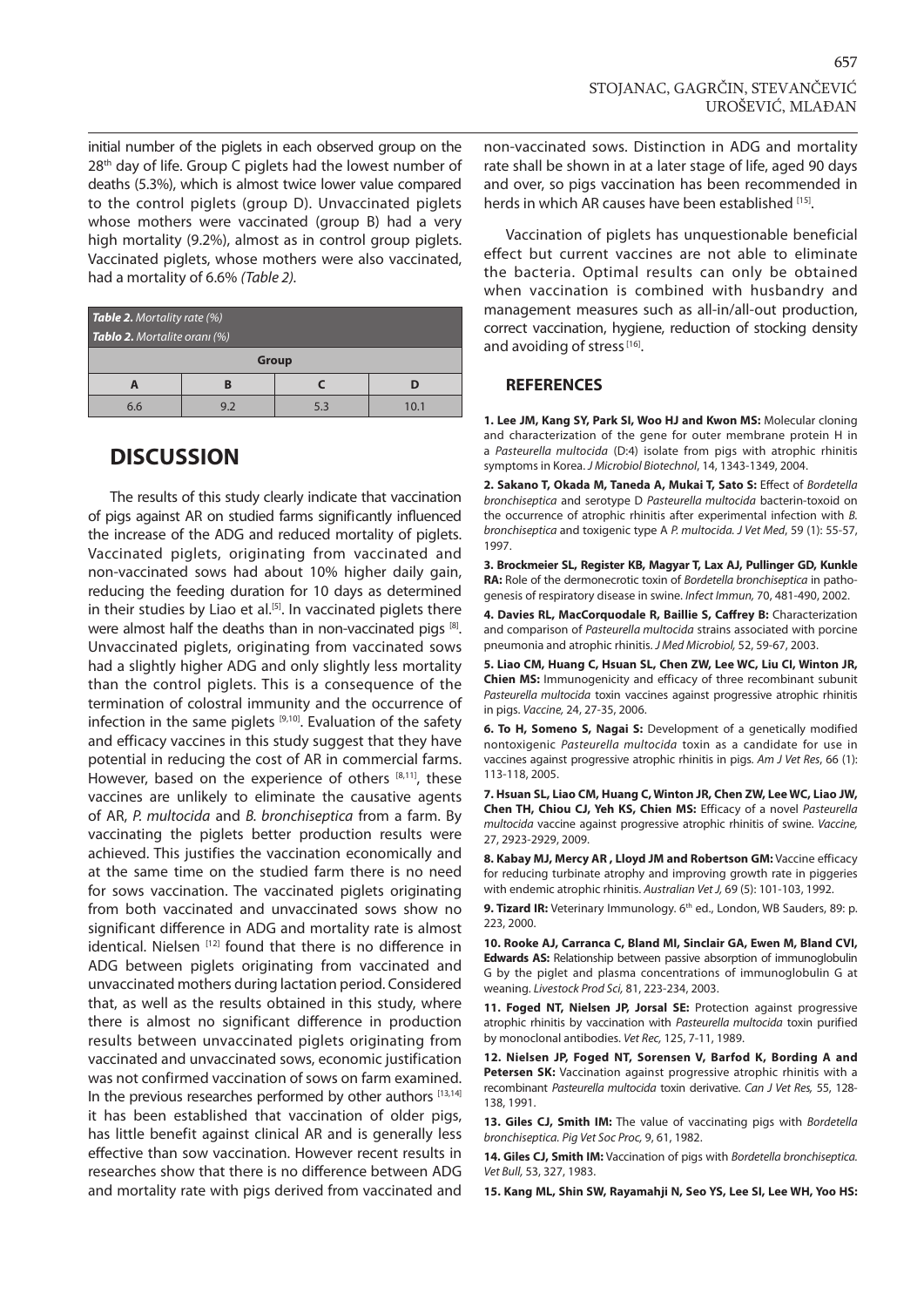initial number of the piglets in each observed group on the 28th day of life. Group C piglets had the lowest number of deaths (5.3%), which is almost twice lower value compared to the control piglets (group D). Unvaccinated piglets whose mothers were vaccinated (group B) had a very high mortality (9.2%), almost as in control group piglets. Vaccinated piglets, whose mothers were also vaccinated, had a mortality of 6.6% *(Table 2)*.

***Table 2.** Mortality rate (%)*
***Tablo 2.** Mortalite oranı (%)*

| Group | | | |
|---|---|---|---|
| A | B | C | D |
| 6.6 | 9.2 | 5.3 | 10.1 |

## DISCUSSION

The results of this study clearly indicate that vaccination of pigs against AR on studied farms significantly influenced the increase of the ADG and reduced mortality of piglets. Vaccinated piglets, originating from vaccinated and non-vaccinated sows had about 10% higher daily gain, reducing the feeding duration for 10 days as determined in their studies by Liao et al.[5]. In vaccinated piglets there were almost half the deaths than in non-vaccinated pigs [8]. Unvaccinated piglets, originating from vaccinated sows had a slightly higher ADG and only slightly less mortality than the control piglets. This is a consequence of the termination of colostral immunity and the occurrence of infection in the same piglets [9,10]. Evaluation of the safety and efficacy vaccines in this study suggest that they have potential in reducing the cost of AR in commercial farms. However, based on the experience of others [8,11], these vaccines are unlikely to eliminate the causative agents of AR, *P. multocida* and *B. bronchiseptica* from a farm. By vaccinating the piglets better production results were achieved. This justifies the vaccination economically and at the same time on the studied farm there is no need for sows vaccination. The vaccinated piglets originating from both vaccinated and unvaccinated sows show no significant difference in ADG and mortality rate is almost identical. Nielsen [12] found that there is no difference in ADG between piglets originating from vaccinated and unvaccinated mothers during lactation period. Considered that, as well as the results obtained in this study, where there is almost no significant difference in production results between unvaccinated piglets originating from vaccinated and unvaccinated sows, economic justification was not confirmed vaccination of sows on farm examined. In the previous researches performed by other authors [13,14] it has been established that vaccination of older pigs, has little benefit against clinical AR and is generally less effective than sow vaccination. However recent results in researches show that there is no difference between ADG and mortality rate with pigs derived from vaccinated and non-vaccinated sows. Distinction in ADG and mortality rate shall be shown in at a later stage of life, aged 90 days and over, so pigs vaccination has been recommended in herds in which AR causes have been established [15].

Vaccination of piglets has unquestionable beneficial effect but current vaccines are not able to eliminate the bacteria. Optimal results can only be obtained when vaccination is combined with husbandry and management measures such as all-in/all-out production, correct vaccination, hygiene, reduction of stocking density and avoiding of stress [16].

## REFERENCES

**1. Lee JM, Kang SY, Park SI, Woo HJ and Kwon MS:** Molecular cloning and characterization of the gene for outer membrane protein H in a *Pasteurella multocida* (D:4) isolate from pigs with atrophic rhinitis symptoms in Korea. *J Microbiol Biotechnol*, 14, 1343-1349, 2004.

**2. Sakano T, Okada M, Taneda A, Mukai T, Sato S:** Effect of *Bordetella bronchiseptica* and serotype D *Pasteurella multocida* bacterin-toxoid on the occurrence of atrophic rhinitis after experimental infection with *B. bronchiseptica* and toxigenic type A *P. multocida. J Vet Med*, 59 (1): 55-57, 1997.

**3. Brockmeier SL, Register KB, Magyar T, Lax AJ, Pullinger GD, Kunkle RA:** Role of the dermonecrotic toxin of *Bordetella bronchiseptica* in pathogenesis of respiratory disease in swine. *Infect Immun,* 70, 481-490, 2002.

**4. Davies RL, MacCorquodale R, Baillie S, Caffrey B:** Characterization and comparison of *Pasteurella multocida* strains associated with porcine pneumonia and atrophic rhinitis. *J Med Microbiol,* 52, 59-67, 2003.

**5. Liao CM, Huang C, Hsuan SL, Chen ZW, Lee WC, Liu CI, Winton JR, Chien MS:** Immunogenicity and efficacy of three recombinant subunit *Pasteurella multocida* toxin vaccines against progressive atrophic rhinitis in pigs. *Vaccine,* 24, 27-35, 2006.

**6. To H, Someno S, Nagai S:** Development of a genetically modified nontoxigenic *Pasteurella multocida* toxin as a candidate for use in vaccines against progressive atrophic rhinitis in pigs. *Am J Vet Res*, 66 (1): 113-118, 2005.

**7. Hsuan SL, Liao CM, Huang C, Winton JR, Chen ZW, Lee WC, Liao JW, Chen TH, Chiou CJ, Yeh KS, Chien MS:** Efficacy of a novel *Pasteurella multocida* vaccine against progressive atrophic rhinitis of swine. *Vaccine,* 27, 2923-2929, 2009.

**8. Kabay MJ, Mercy AR , Lloyd JM and Robertson GM:** Vaccine efficacy for reducing turbinate atrophy and improving growth rate in piggeries with endemic atrophic rhinitis. *Australian Vet J,* 69 (5): 101-103, 1992.

**9. Tizard IR:** Veterinary Immunology. 6th ed., London, WB Sauders, 89: p. 223, 2000.

**10. Rooke AJ, Carranca C, Bland MI, Sinclair GA, Ewen M, Bland CVI, Edwards AS:** Relationship between passive absorption of immunoglobulin G by the piglet and plasma concentrations of immunoglobulin G at weaning. *Livestock Prod Sci,* 81, 223-234, 2003.

**11. Foged NT, Nielsen JP, Jorsal SE:** Protection against progressive atrophic rhinitis by vaccination with *Pasteurella multocida* toxin purified by monoclonal antibodies. *Vet Rec,* 125, 7-11, 1989.

**12. Nielsen JP, Foged NT, Sorensen V, Barfod K, Bording A and Petersen SK:** Vaccination against progressive atrophic rhinitis with a recombinant *Pasteurella multocida* toxin derivative. *Can J Vet Res,* 55, 128-138, 1991.

**13. Giles CJ, Smith IM:** The value of vaccinating pigs with *Bordetella bronchiseptica. Pig Vet Soc Proc,* 9, 61, 1982.

**14. Giles CJ, Smith IM:** Vaccination of pigs with *Bordetella bronchiseptica. Vet Bull,* 53, 327, 1983.

**15. Kang ML, Shin SW, Rayamahji N, Seo YS, Lee SI, Lee WH, Yoo HS:**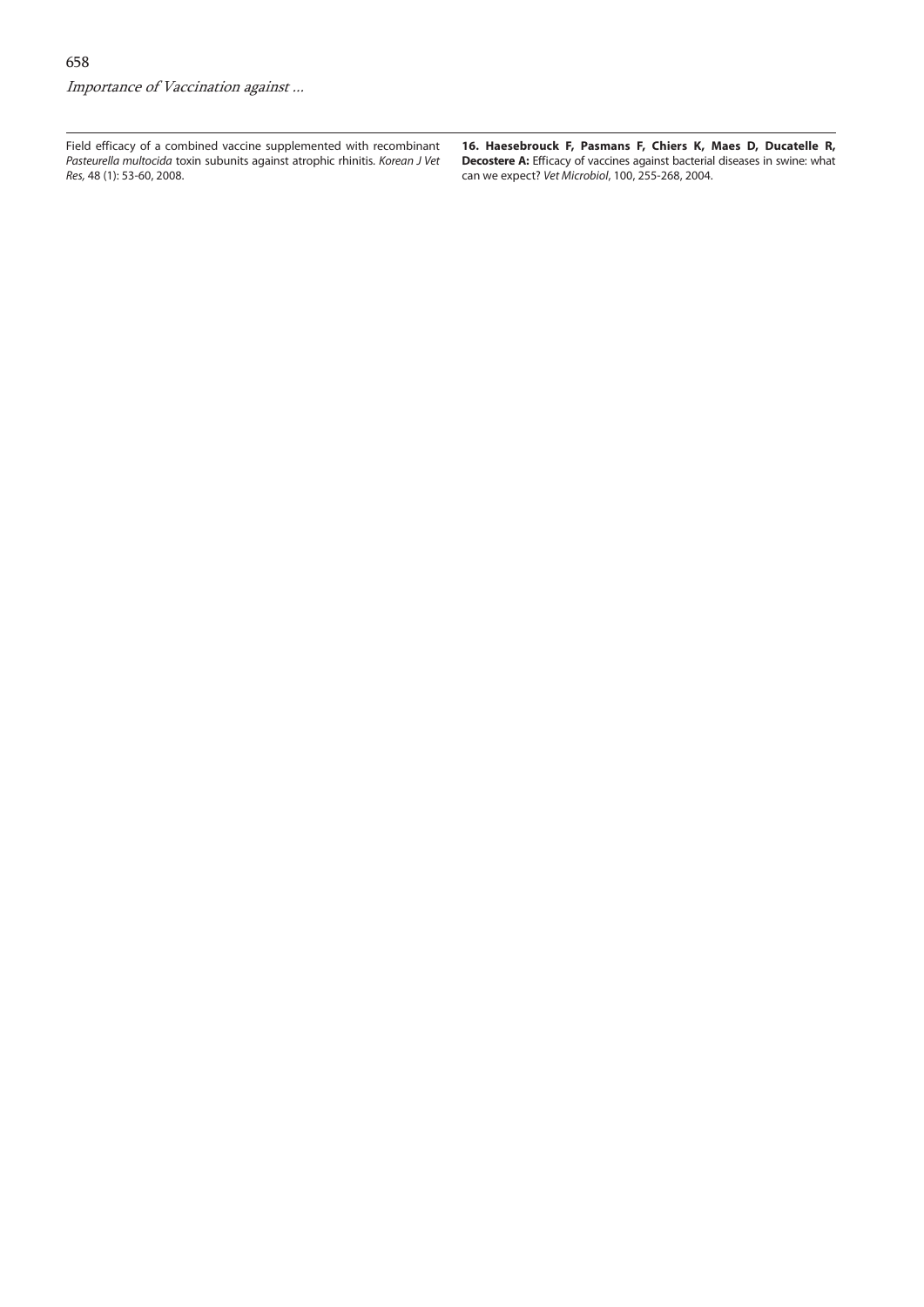Field efficacy of a combined vaccine supplemented with recombinant *Pasteurella multocida* toxin subunits against atrophic rhinitis. *Korean J Vet Res*, 48 (1): 53-60, 2008.

**16. Haesebrouck F, Pasmans F, Chiers K, Maes D, Ducatelle R, Decostere A:** Efficacy of vaccines against bacterial diseases in swine: what can we expect? *Vet Microbiol*, 100, 255-268, 2004.